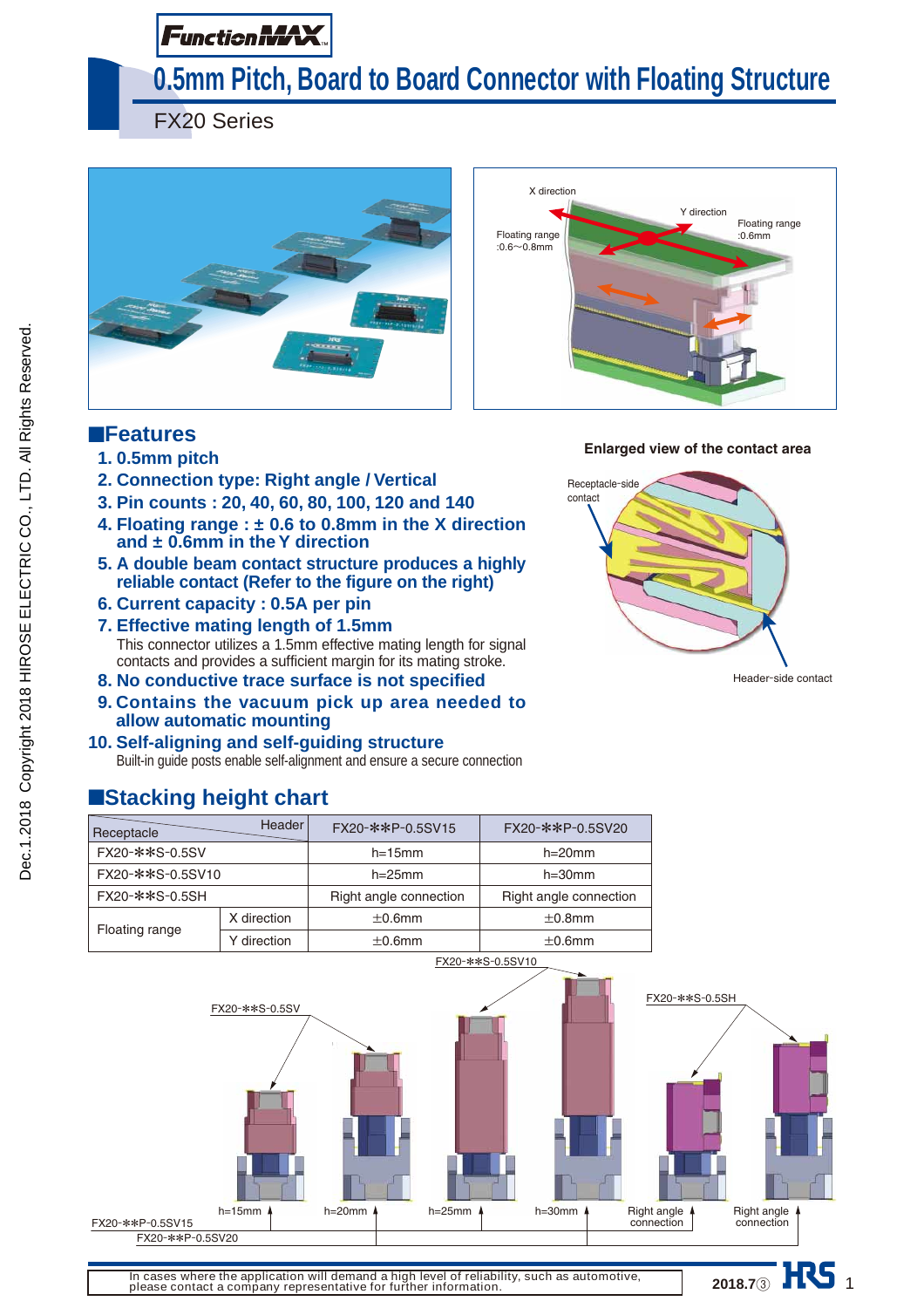FunctionMAX

# 0.5mm Pitch, Board to Board Connector with Floating Structure

FX20 Series

X direction

Y direction

Floating range :0.6∼0.8mm

Floating range :0.6mm

## ■Features

1. 0.5mm pitch
2. Connection type: Right angle / Vertical
3. Pin counts : 20, 40, 60, 80, 100, 120 and 140
4. Floating range : ± 0.6 to 0.8mm in the X direction and ± 0.6mm in the Y direction
5. A double beam contact structure produces a highly reliable contact (Refer to the figure on the right)
6. Current capacity : 0.5A per pin
7. Effective mating length of 1.5mm
   This connector utilizes a 1.5mm effective mating length for signal contacts and provides a sufficient margin for its mating stroke.
8. No conductive trace surface is not specified
9. Contains the vacuum pick up area needed to allow automatic mounting
10. Self-aligning and self-guiding structure
    Built-in guide posts enable self-alignment and ensure a secure connection

**Enlarged view of the contact area**

Receptacle-side contact

Header-side contact

## ■Stacking height chart

| Receptacle \ Header | | FX20-✽✽P-0.5SV15 | FX20-✽✽P-0.5SV20 |
|---|---|---|---|
| FX20-✽✽S-0.5SV | | h=15mm | h=20mm |
| FX20-✽✽S-0.5SV10 | | h=25mm | h=30mm |
| FX20-✽✽S-0.5SH | | Right angle connection | Right angle connection |
| Floating range | X direction | ±0.6mm | ±0.8mm |
| | Y direction | ±0.6mm | ±0.6mm |

FX20-✽✽S-0.5SV10

FX20-✽✽S-0.5SV

FX20-✽✽S-0.5SH

h=15mm h=20mm h=25mm h=30mm Right angle connection Right angle connection

FX20-✽✽P-0.5SV15

FX20-✽✽P-0.5SV20

In cases where the application will demand a high level of reliability, such as automotive, please contact a company representative for further information.

2018.7③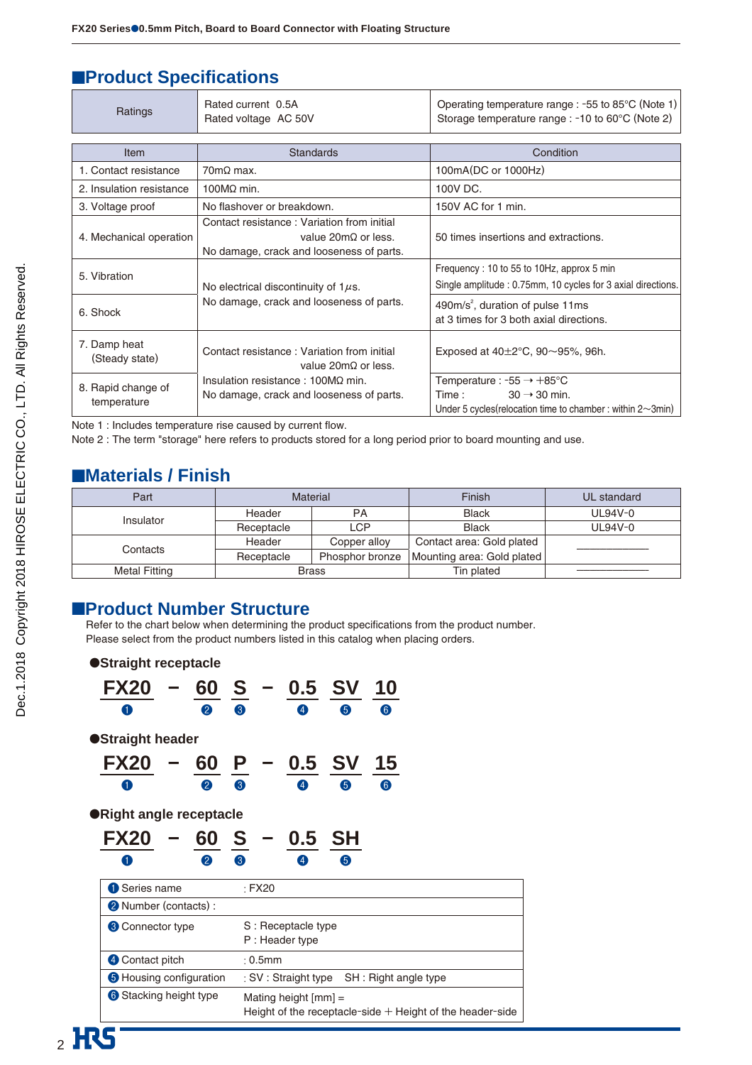## ■Product Specifications

| Ratings | Rated current 0.5A<br>Rated voltage AC 50V | Operating temperature range : -55 to 85°C (Note 1)<br>Storage temperature range : -10 to 60°C (Note 2) |
|---|---|---|

| Item | Standards | Condition |
|---|---|---|
| 1. Contact resistance | 70mΩ max. | 100mA(DC or 1000Hz) |
| 2. Insulation resistance | 100MΩ min. | 100V DC. |
| 3. Voltage proof | No flashover or breakdown. | 150V AC for 1 min. |
| 4. Mechanical operation | Contact resistance : Variation from initial value 20mΩ or less.<br>No damage, crack and looseness of parts. | 50 times insertions and extractions. |
| 5. Vibration | No electrical discontinuity of 1$\mu$s.<br>No damage, crack and looseness of parts. | Frequency : 10 to 55 to 10Hz, approx 5 min<br>Single amplitude : 0.75mm, 10 cycles for 3 axial directions. |
| 6. Shock | | 490m/s$^2$, duration of pulse 11ms<br>at 3 times for 3 both axial directions. |
| 7. Damp heat (Steady state) | Contact resistance : Variation from initial value 20mΩ or less.<br>Insulation resistance : 100MΩ min.<br>No damage, crack and looseness of parts. | Exposed at 40±2°C, 90～95%, 96h. |
| 8. Rapid change of temperature | | Temperature : -55 → +85°C<br>Time : 30 → 30 min.<br>Under 5 cycles(relocation time to chamber : within 2～3min) |

Note 1 : Includes temperature rise caused by current flow.
Note 2 : The term "storage" here refers to products stored for a long period prior to board mounting and use.

## ■Materials / Finish

| Part | Material | | Finish | UL standard |
|---|---|---|---|---|
| Insulator | Header | PA | Black | UL94V-0 |
| | Receptacle | LCP | Black | UL94V-0 |
| Contacts | Header | Copper alloy | Contact area: Gold plated | ―――――― |
| | Receptacle | Phosphor bronze | Mounting area: Gold plated | |
| Metal Fitting | Brass | | Tin plated | ―――――― |

## ■Product Number Structure

Refer to the chart below when determining the product specifications from the product number.
Please select from the product numbers listed in this catalog when placing orders.

**●Straight receptacle**

**FX20 − 60 S − 0.5 SV 10**
❶ ❷ ❸ ❹ ❺ ❻

**●Straight header**

**FX20 − 60 P − 0.5 SV 15**
❶ ❷ ❸ ❹ ❺ ❻

**●Right angle receptacle**

**FX20 − 60 S − 0.5 SH**
❶ ❷ ❸ ❹ ❺

| | |
|---|---|
| ❶ Series name | : FX20 |
| ❷ Number (contacts) : | |
| ❸ Connector type | S : Receptacle type<br>P : Header type |
| ❹ Contact pitch | : 0.5mm |
| ❺ Housing configuration | : SV : Straight type SH : Right angle type |
| ❻ Stacking height type | Mating height [mm] =<br>Height of the receptacle-side + Height of the header-side |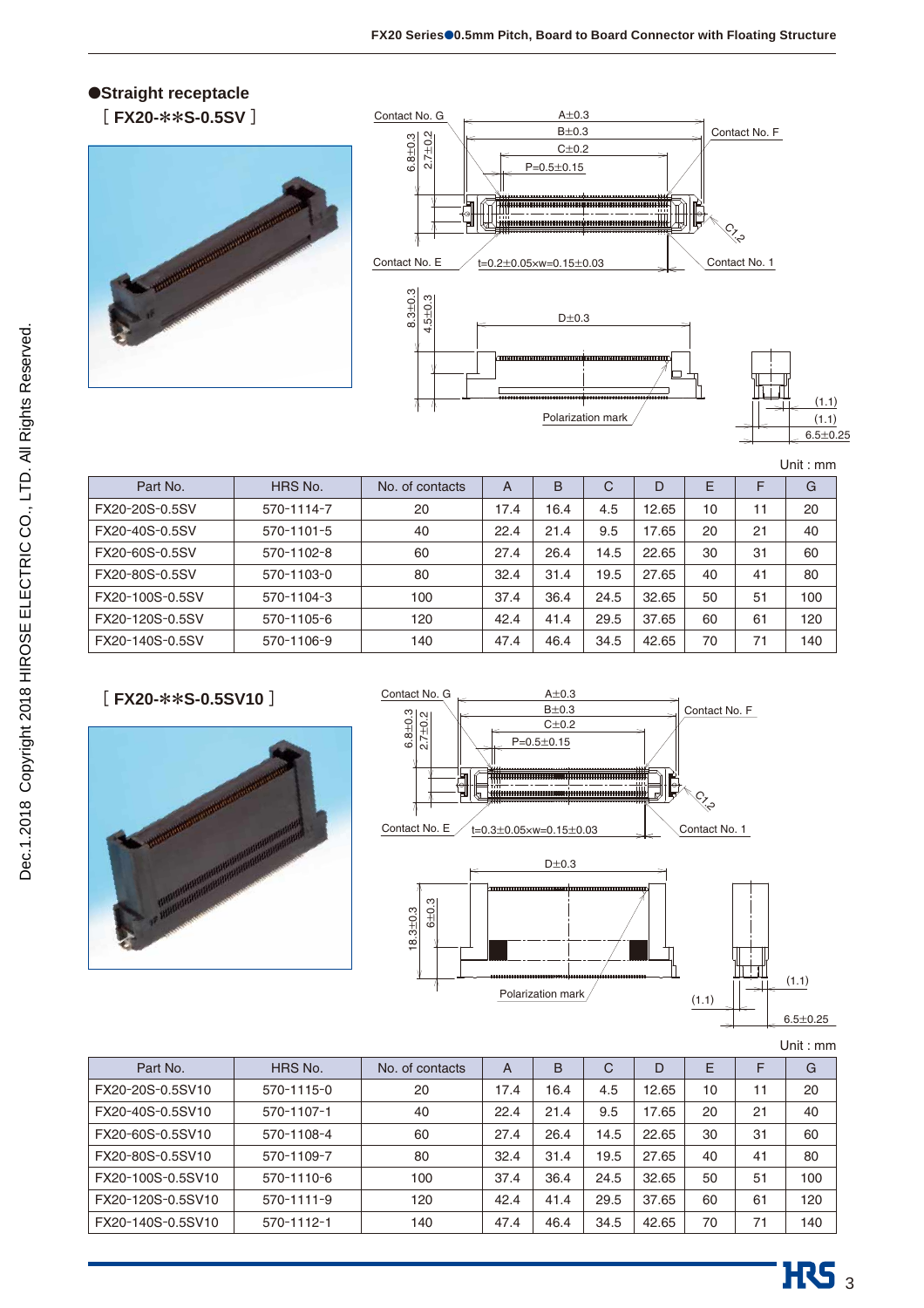## ●Straight receptacle

### [ FX20-**S-0.5SV ]

Contact No. G

A±0.3

B±0.3

C±0.2

P=0.5±0.15

Contact No. F

6.8±0.3

2.7±0.2

C1.2

Contact No. E

t=0.2±0.05×w=0.15±0.03

Contact No. 1

8.3±0.3

4.5±0.3

D±0.3

Polarization mark

(1.1)

(1.1)

6.5±0.25

Unit : mm

| Part No. | HRS No. | No. of contacts | A | B | C | D | E | F | G |
|---|---|---|---|---|---|---|---|---|---|
| FX20-20S-0.5SV | 570-1114-7 | 20 | 17.4 | 16.4 | 4.5 | 12.65 | 10 | 11 | 20 |
| FX20-40S-0.5SV | 570-1101-5 | 40 | 22.4 | 21.4 | 9.5 | 17.65 | 20 | 21 | 40 |
| FX20-60S-0.5SV | 570-1102-8 | 60 | 27.4 | 26.4 | 14.5 | 22.65 | 30 | 31 | 60 |
| FX20-80S-0.5SV | 570-1103-0 | 80 | 32.4 | 31.4 | 19.5 | 27.65 | 40 | 41 | 80 |
| FX20-100S-0.5SV | 570-1104-3 | 100 | 37.4 | 36.4 | 24.5 | 32.65 | 50 | 51 | 100 |
| FX20-120S-0.5SV | 570-1105-6 | 120 | 42.4 | 41.4 | 29.5 | 37.65 | 60 | 61 | 120 |
| FX20-140S-0.5SV | 570-1106-9 | 140 | 47.4 | 46.4 | 34.5 | 42.65 | 70 | 71 | 140 |

### [ FX20-**S-0.5SV10 ]

Contact No. G

A±0.3

B±0.3

C±0.2

P=0.5±0.15

Contact No. F

6.8±0.3

2.7±0.2

C1.2

Contact No. E

t=0.3±0.05×w=0.15±0.03

Contact No. 1

D±0.3

18.3±0.3

6±0.3

Polarization mark

(1.1)

(1.1)

6.5±0.25

Unit : mm

| Part No. | HRS No. | No. of contacts | A | B | C | D | E | F | G |
|---|---|---|---|---|---|---|---|---|---|
| FX20-20S-0.5SV10 | 570-1115-0 | 20 | 17.4 | 16.4 | 4.5 | 12.65 | 10 | 11 | 20 |
| FX20-40S-0.5SV10 | 570-1107-1 | 40 | 22.4 | 21.4 | 9.5 | 17.65 | 20 | 21 | 40 |
| FX20-60S-0.5SV10 | 570-1108-4 | 60 | 27.4 | 26.4 | 14.5 | 22.65 | 30 | 31 | 60 |
| FX20-80S-0.5SV10 | 570-1109-7 | 80 | 32.4 | 31.4 | 19.5 | 27.65 | 40 | 41 | 80 |
| FX20-100S-0.5SV10 | 570-1110-6 | 100 | 37.4 | 36.4 | 24.5 | 32.65 | 50 | 51 | 100 |
| FX20-120S-0.5SV10 | 570-1111-9 | 120 | 42.4 | 41.4 | 29.5 | 37.65 | 60 | 61 | 120 |
| FX20-140S-0.5SV10 | 570-1112-1 | 140 | 47.4 | 46.4 | 34.5 | 42.65 | 70 | 71 | 140 |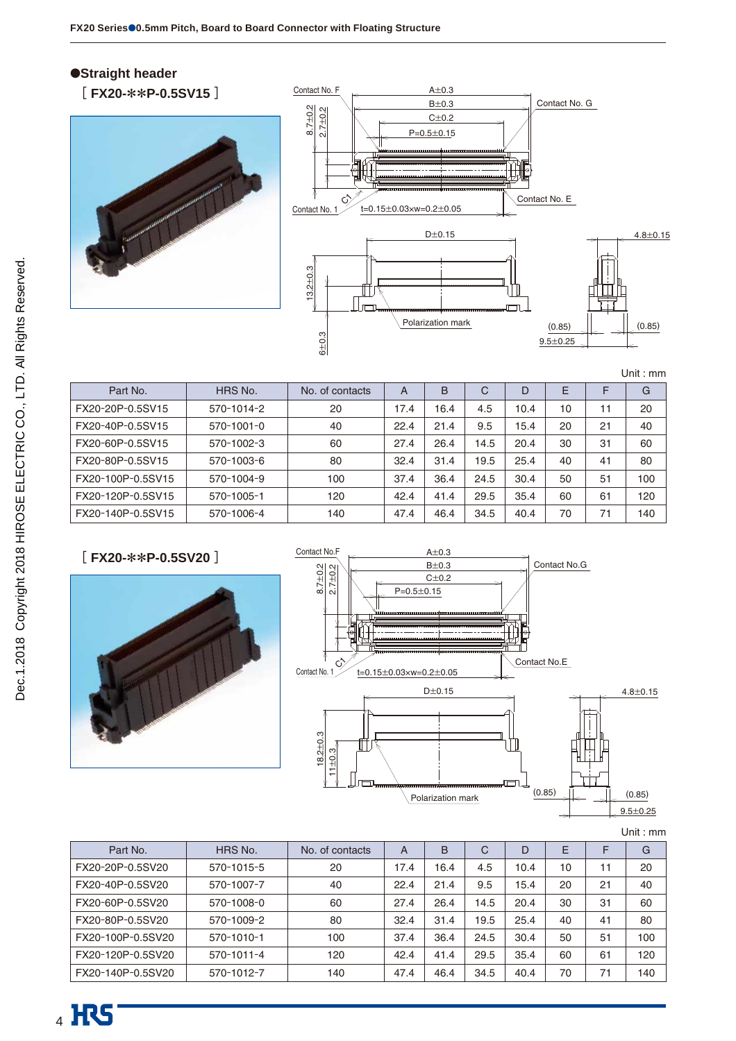## ●Straight header

[ FX20-✻✻P-0.5SV15 ]

Contact No. F

A±0.3

B±0.3

C±0.2

P=0.5±0.15

Contact No. G

8.7±0.2

2.7±0.2

C1

Contact No. 1

t=0.15±0.03×w=0.2±0.05

Contact No. E

D±0.15

4.8±0.15

13.2±0.3

6±0.3

Polarization mark

(0.85)

(0.85)

9.5±0.25

Unit : mm

| Part No. | HRS No. | No. of contacts | A | B | C | D | E | F | G |
|---|---|---|---|---|---|---|---|---|---|
| FX20-20P-0.5SV15 | 570-1014-2 | 20 | 17.4 | 16.4 | 4.5 | 10.4 | 10 | 11 | 20 |
| FX20-40P-0.5SV15 | 570-1001-0 | 40 | 22.4 | 21.4 | 9.5 | 15.4 | 20 | 21 | 40 |
| FX20-60P-0.5SV15 | 570-1002-3 | 60 | 27.4 | 26.4 | 14.5 | 20.4 | 30 | 31 | 60 |
| FX20-80P-0.5SV15 | 570-1003-6 | 80 | 32.4 | 31.4 | 19.5 | 25.4 | 40 | 41 | 80 |
| FX20-100P-0.5SV15 | 570-1004-9 | 100 | 37.4 | 36.4 | 24.5 | 30.4 | 50 | 51 | 100 |
| FX20-120P-0.5SV15 | 570-1005-1 | 120 | 42.4 | 41.4 | 29.5 | 35.4 | 60 | 61 | 120 |
| FX20-140P-0.5SV15 | 570-1006-4 | 140 | 47.4 | 46.4 | 34.5 | 40.4 | 70 | 71 | 140 |

[ FX20-✻✻P-0.5SV20 ]

Contact No.F

A±0.3

B±0.3

C±0.2

P=0.5±0.15

Contact No.G

8.7±0.2

2.7±0.2

C1

Contact No. 1

t=0.15±0.03×w=0.2±0.05

Contact No.E

D±0.15

4.8±0.15

18.2±0.3

11±0.3

Polarization mark

(0.85)

(0.85)

9.5±0.25

Unit : mm

| Part No. | HRS No. | No. of contacts | A | B | C | D | E | F | G |
|---|---|---|---|---|---|---|---|---|---|
| FX20-20P-0.5SV20 | 570-1015-5 | 20 | 17.4 | 16.4 | 4.5 | 10.4 | 10 | 11 | 20 |
| FX20-40P-0.5SV20 | 570-1007-7 | 40 | 22.4 | 21.4 | 9.5 | 15.4 | 20 | 21 | 40 |
| FX20-60P-0.5SV20 | 570-1008-0 | 60 | 27.4 | 26.4 | 14.5 | 20.4 | 30 | 31 | 60 |
| FX20-80P-0.5SV20 | 570-1009-2 | 80 | 32.4 | 31.4 | 19.5 | 25.4 | 40 | 41 | 80 |
| FX20-100P-0.5SV20 | 570-1010-1 | 100 | 37.4 | 36.4 | 24.5 | 30.4 | 50 | 51 | 100 |
| FX20-120P-0.5SV20 | 570-1011-4 | 120 | 42.4 | 41.4 | 29.5 | 35.4 | 60 | 61 | 120 |
| FX20-140P-0.5SV20 | 570-1012-7 | 140 | 47.4 | 46.4 | 34.5 | 40.4 | 70 | 71 | 140 |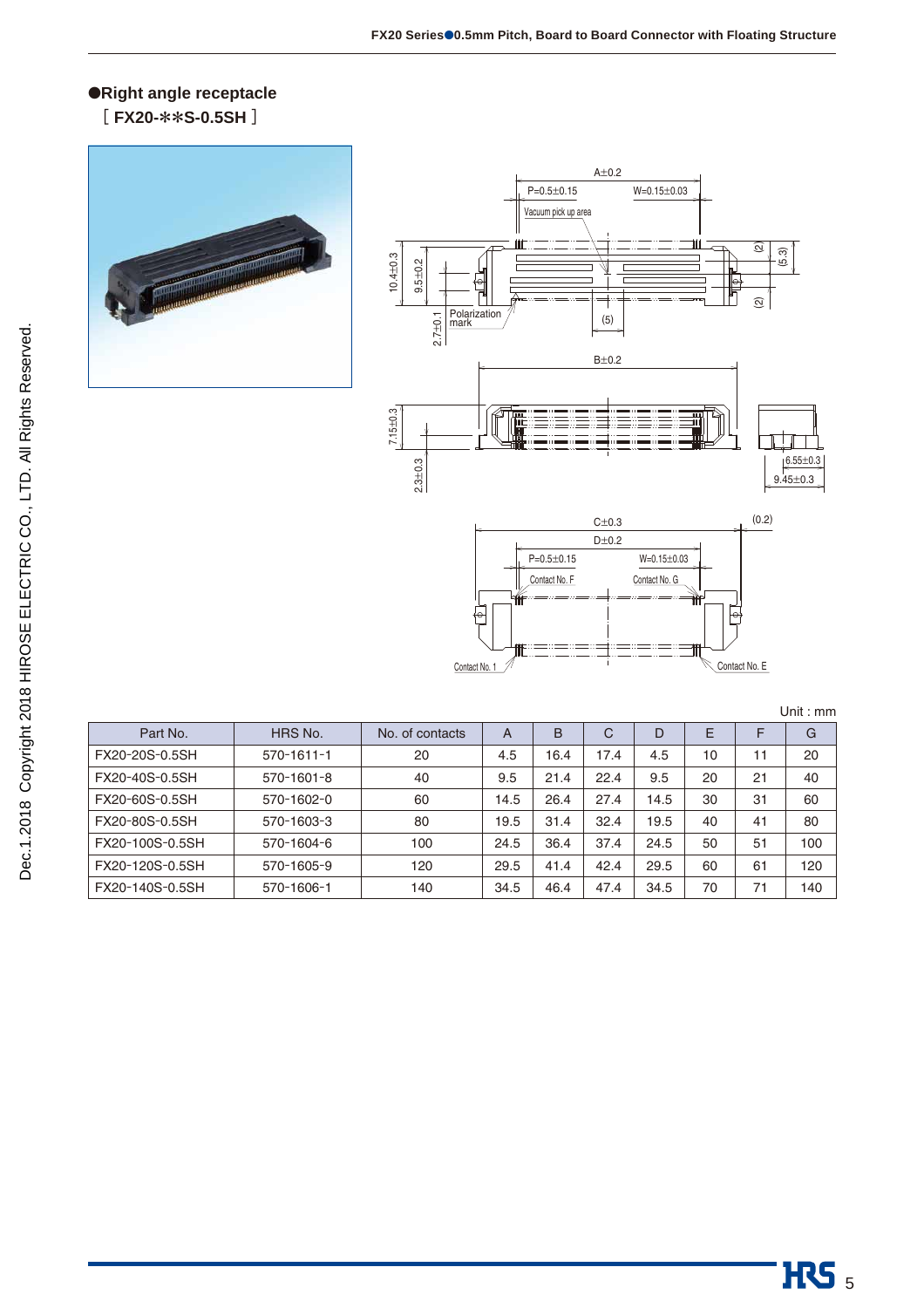## ●Right angle receptacle

[ FX20-**S-0.5SH ]

Unit : mm

| Part No. | HRS No. | No. of contacts | A | B | C | D | E | F | G |
|---|---|---|---|---|---|---|---|---|---|
| FX20-20S-0.5SH | 570-1611-1 | 20 | 4.5 | 16.4 | 17.4 | 4.5 | 10 | 11 | 20 |
| FX20-40S-0.5SH | 570-1601-8 | 40 | 9.5 | 21.4 | 22.4 | 9.5 | 20 | 21 | 40 |
| FX20-60S-0.5SH | 570-1602-0 | 60 | 14.5 | 26.4 | 27.4 | 14.5 | 30 | 31 | 60 |
| FX20-80S-0.5SH | 570-1603-3 | 80 | 19.5 | 31.4 | 32.4 | 19.5 | 40 | 41 | 80 |
| FX20-100S-0.5SH | 570-1604-6 | 100 | 24.5 | 36.4 | 37.4 | 24.5 | 50 | 51 | 100 |
| FX20-120S-0.5SH | 570-1605-9 | 120 | 29.5 | 41.4 | 42.4 | 29.5 | 60 | 61 | 120 |
| FX20-140S-0.5SH | 570-1606-1 | 140 | 34.5 | 46.4 | 47.4 | 34.5 | 70 | 71 | 140 |

Dec.1.2018 Copyright 2018 HIROSE ELECTRIC CO., LTD. All Rights Reserved.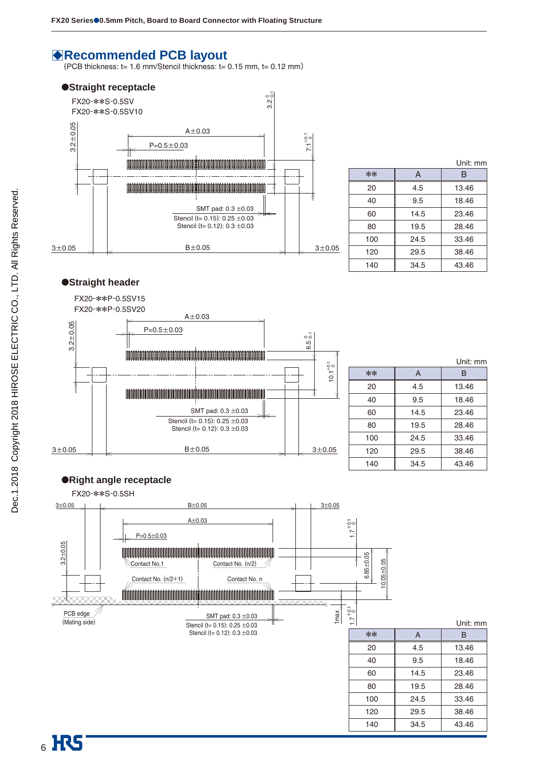## ◆Recommended PCB layout

(PCB thickness: t= 1.6 mm/Stencil thickness: t= 0.15 mm, t= 0.12 mm)

### ●Straight receptacle

FX20-✻✻S-0.5SV
FX20-✻✻S-0.5SV10

A±0.03
P=0.5±0.03
3.2±0.05
$3.2^{0}_{-0.1}$
$7.1^{+0.1}_{0}$
SMT pad: 0.3 ±0.03
Stencil (t= 0.15): 0.25 ±0.03
Stencil (t= 0.12): 0.3 ±0.03
3±0.05　B±0.05　3±0.05

Unit: mm

| ✻✻ | A | B |
|---|---|---|
| 20 | 4.5 | 13.46 |
| 40 | 9.5 | 18.46 |
| 60 | 14.5 | 23.46 |
| 80 | 19.5 | 28.46 |
| 100 | 24.5 | 33.46 |
| 120 | 29.5 | 38.46 |
| 140 | 34.5 | 43.46 |

### ●Straight header

FX20-✻✻P-0.5SV15
FX20-✻✻P-0.5SV20

A±0.03
P=0.5±0.03
3.2±0.05
$6.5^{0}_{-0.1}$
$10.1^{+0.1}_{0}$
SMT pad: 0.3 ±0.03
Stencil (t= 0.15): 0.25 ±0.03
Stencil (t= 0.12): 0.3 ±0.03
3±0.05　B±0.05　3±0.05

Unit: mm

| ✻✻ | A | B |
|---|---|---|
| 20 | 4.5 | 13.46 |
| 40 | 9.5 | 18.46 |
| 60 | 14.5 | 23.46 |
| 80 | 19.5 | 28.46 |
| 100 | 24.5 | 33.46 |
| 120 | 29.5 | 38.46 |
| 140 | 34.5 | 43.46 |

### ●Right angle receptacle

FX20-✻✻S-0.5SH

3±0.05　B±0.05　3±0.05
A±0.03
P=0.5±0.03
3.2±0.05
$1.7^{+0.1}_{0}$
6.85±0.05
10.05±0.05
Contact No.1　Contact No. (n/2)
Contact No. (n/2+1)　Contact No. n
PCB edge
(Mating side)
SMT pad: 0.3 ±0.03
Stencil (t= 0.15): 0.25 ±0.03
Stencil (t= 0.12): 0.3 ±0.03
1max
$1.7^{+0.1}_{0}$

Unit: mm

| ✻✻ | A | B |
|---|---|---|
| 20 | 4.5 | 13.46 |
| 40 | 9.5 | 18.46 |
| 60 | 14.5 | 23.46 |
| 80 | 19.5 | 28.46 |
| 100 | 24.5 | 33.46 |
| 120 | 29.5 | 38.46 |
| 140 | 34.5 | 43.46 |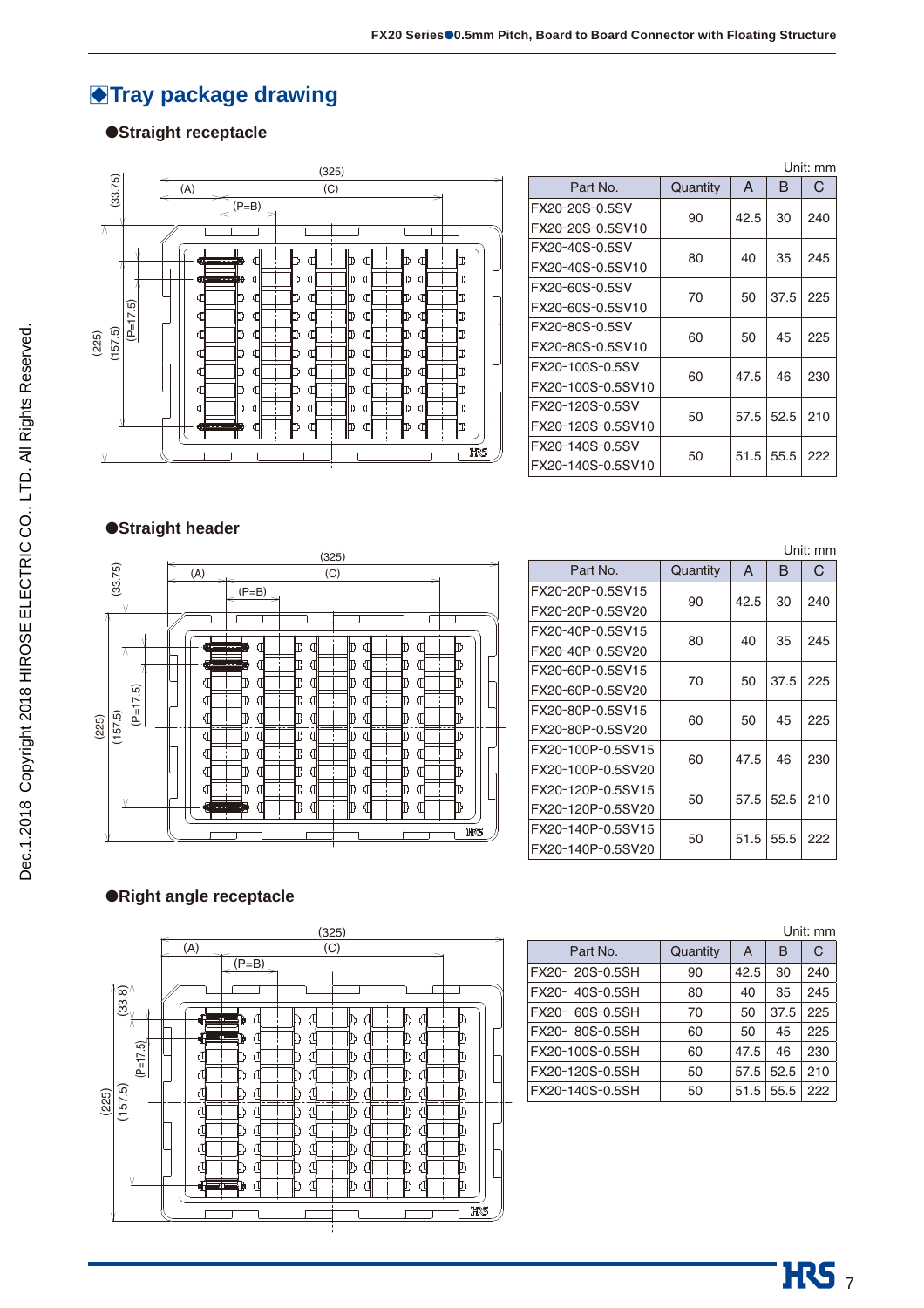## ◆Tray package drawing

### ●Straight receptacle

(325)
(A) (C)
(P=B)
(33.75)
(225) (157.5) (P=17.5)

Unit: mm

| Part No. | Quantity | A | B | C |
|---|---|---|---|---|
| FX20-20S-0.5SV<br>FX20-20S-0.5SV10 | 90 | 42.5 | 30 | 240 |
| FX20-40S-0.5SV<br>FX20-40S-0.5SV10 | 80 | 40 | 35 | 245 |
| FX20-60S-0.5SV<br>FX20-60S-0.5SV10 | 70 | 50 | 37.5 | 225 |
| FX20-80S-0.5SV<br>FX20-80S-0.5SV10 | 60 | 50 | 45 | 225 |
| FX20-100S-0.5SV<br>FX20-100S-0.5SV10 | 60 | 47.5 | 46 | 230 |
| FX20-120S-0.5SV<br>FX20-120S-0.5SV10 | 50 | 57.5 | 52.5 | 210 |
| FX20-140S-0.5SV<br>FX20-140S-0.5SV10 | 50 | 51.5 | 55.5 | 222 |

### ●Straight header

(325)
(A) (C)
(P=B)
(33.75)
(225) (157.5) (P=17.5)

Unit: mm

| Part No. | Quantity | A | B | C |
|---|---|---|---|---|
| FX20-20P-0.5SV15<br>FX20-20P-0.5SV20 | 90 | 42.5 | 30 | 240 |
| FX20-40P-0.5SV15<br>FX20-40P-0.5SV20 | 80 | 40 | 35 | 245 |
| FX20-60P-0.5SV15<br>FX20-60P-0.5SV20 | 70 | 50 | 37.5 | 225 |
| FX20-80P-0.5SV15<br>FX20-80P-0.5SV20 | 60 | 50 | 45 | 225 |
| FX20-100P-0.5SV15<br>FX20-100P-0.5SV20 | 60 | 47.5 | 46 | 230 |
| FX20-120P-0.5SV15<br>FX20-120P-0.5SV20 | 50 | 57.5 | 52.5 | 210 |
| FX20-140P-0.5SV15<br>FX20-140P-0.5SV20 | 50 | 51.5 | 55.5 | 222 |

### ●Right angle receptacle

(325)
(A) (C)
(P=B)
(33.8)
(225) (157.5) (P=17.5)

Unit: mm

| Part No. | Quantity | A | B | C |
|---|---|---|---|---|
| FX20- 20S-0.5SH | 90 | 42.5 | 30 | 240 |
| FX20- 40S-0.5SH | 80 | 40 | 35 | 245 |
| FX20- 60S-0.5SH | 70 | 50 | 37.5 | 225 |
| FX20- 80S-0.5SH | 60 | 50 | 45 | 225 |
| FX20-100S-0.5SH | 60 | 47.5 | 46 | 230 |
| FX20-120S-0.5SH | 50 | 57.5 | 52.5 | 210 |
| FX20-140S-0.5SH | 50 | 51.5 | 55.5 | 222 |

Dec.1.2018 Copyright 2018 HIROSE ELECTRIC CO., LTD. All Rights Reserved.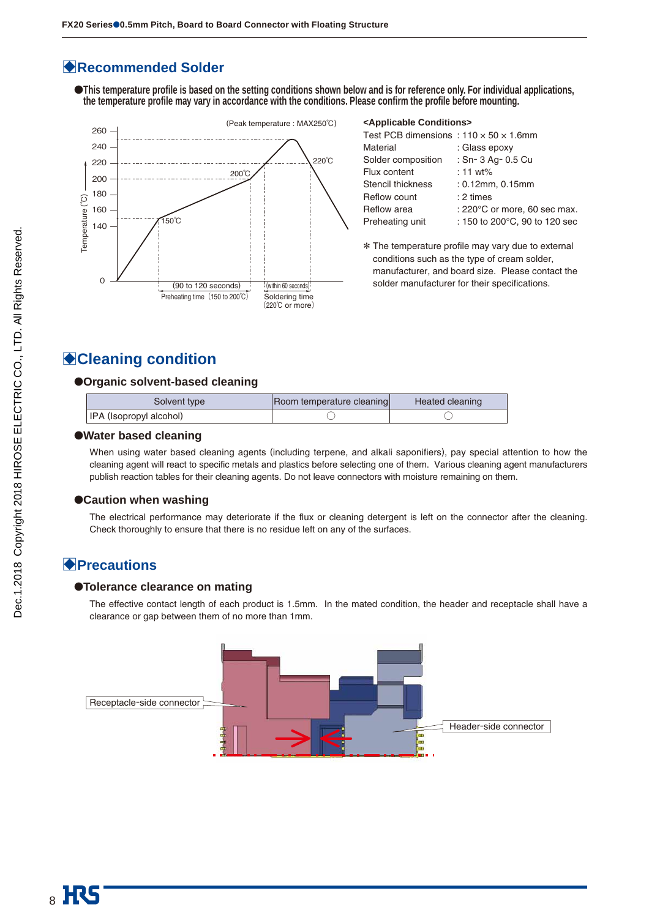## Recommended Solder

● This temperature profile is based on the setting conditions shown below and is for reference only. For individual applications, the temperature profile may vary in accordance with the conditions. Please confirm the profile before mounting.

(Peak temperature : MAX250℃)

220℃

200℃

150℃

Temperature (℃)

(90 to 120 seconds) Preheating time (150 to 200℃)

(within 60 seconds) Soldering time (220℃ or more)

**<Applicable Conditions>**

| | |
|---|---|
| Test PCB dimensions | : 110 × 50 × 1.6mm |
| Material | : Glass epoxy |
| Solder composition | : Sn- 3 Ag- 0.5 Cu |
| Flux content | : 11 wt% |
| Stencil thickness | : 0.12mm, 0.15mm |
| Reflow count | : 2 times |
| Reflow area | : 220°C or more, 60 sec max. |
| Preheating unit | : 150 to 200°C, 90 to 120 sec |

＊ The temperature profile may vary due to external conditions such as the type of cream solder, manufacturer, and board size. Please contact the solder manufacturer for their specifications.

## Cleaning condition

### ● Organic solvent-based cleaning

| Solvent type | Room temperature cleaning | Heated cleaning |
|---|---|---|
| IPA (Isopropyl alcohol) | ◯ | ◯ |

### ● Water based cleaning

When using water based cleaning agents (including terpene, and alkali saponifiers), pay special attention to how the cleaning agent will react to specific metals and plastics before selecting one of them. Various cleaning agent manufacturers publish reaction tables for their cleaning agents. Do not leave connectors with moisture remaining on them.

### ● Caution when washing

The electrical performance may deteriorate if the flux or cleaning detergent is left on the connector after the cleaning. Check thoroughly to ensure that there is no residue left on any of the surfaces.

## Precautions

### ● Tolerance clearance on mating

The effective contact length of each product is 1.5mm. In the mated condition, the header and receptacle shall have a clearance or gap between them of no more than 1mm.

Receptacle-side connector

Header-side connector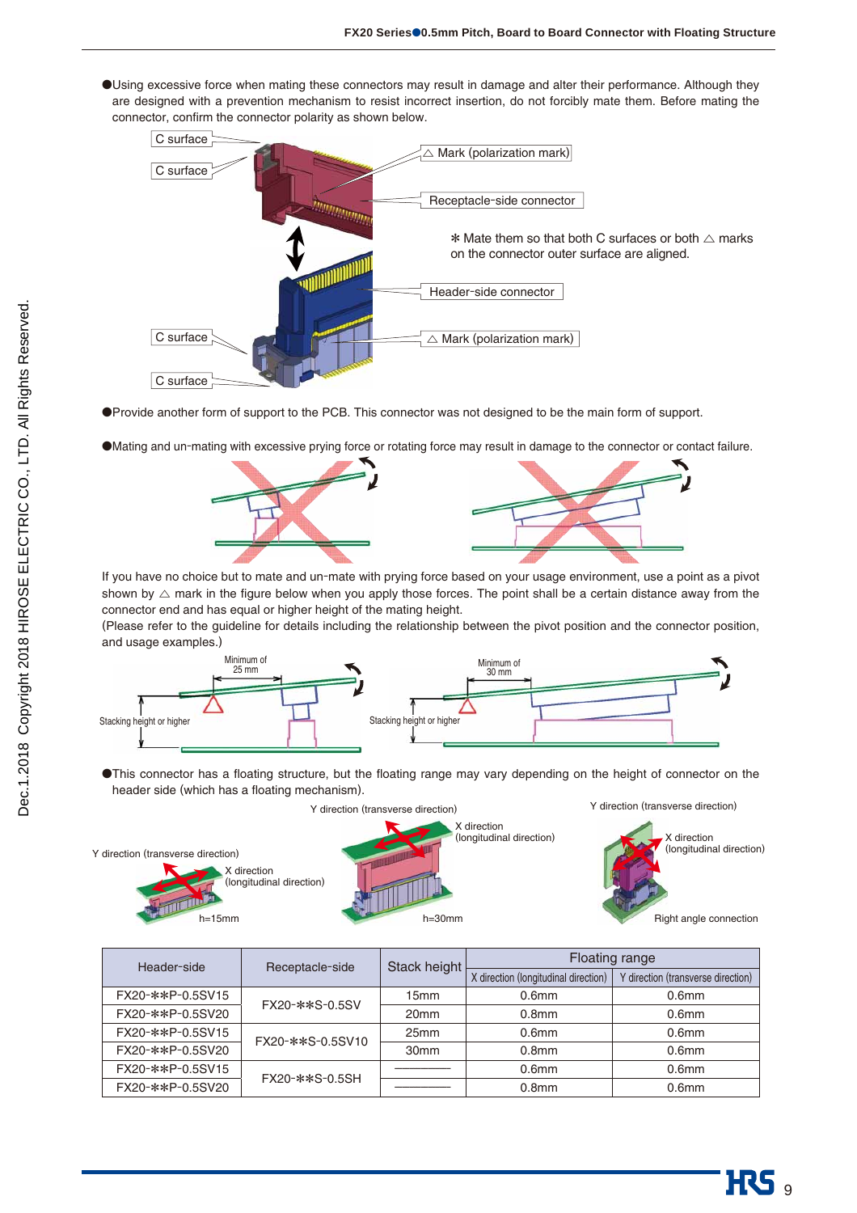●Using excessive force when mating these connectors may result in damage and alter their performance. Although they are designed with a prevention mechanism to resist incorrect insertion, do not forcibly mate them. Before mating the connector, confirm the connector polarity as shown below.

C surface
C surface
△ Mark (polarization mark)
Receptacle-side connector
✻ Mate them so that both C surfaces or both △ marks on the connector outer surface are aligned.
Header-side connector
C surface
△ Mark (polarization mark)
C surface

●Provide another form of support to the PCB. This connector was not designed to be the main form of support.

●Mating and un-mating with excessive prying force or rotating force may result in damage to the connector or contact failure.

If you have no choice but to mate and un-mate with prying force based on your usage environment, use a point as a pivot shown by △ mark in the figure below when you apply those forces. The point shall be a certain distance away from the connector end and has equal or higher height of the mating height.
(Please refer to the guideline for details including the relationship between the pivot position and the connector position, and usage examples.)

Minimum of 25 mm
Stacking height or higher
Minimum of 30 mm
Stacking height or higher

●This connector has a floating structure, but the floating range may vary depending on the height of connector on the header side (which has a floating mechanism).

Y direction (transverse direction)
X direction (longitudinal direction)
h=15mm
h=30mm
Right angle connection

| Header-side | Receptacle-side | Stack height | Floating range | |
|---|---|---|---|---|
| | | | X direction (longitudinal direction) | Y direction (transverse direction) |
| FX20-✻✻P-0.5SV15 | FX20-✻✻S-0.5SV | 15mm | 0.6mm | 0.6mm |
| FX20-✻✻P-0.5SV20 | | 20mm | 0.8mm | 0.6mm |
| FX20-✻✻P-0.5SV15 | FX20-✻✻S-0.5SV10 | 25mm | 0.6mm | 0.6mm |
| FX20-✻✻P-0.5SV20 | | 30mm | 0.8mm | 0.6mm |
| FX20-✻✻P-0.5SV15 | FX20-✻✻S-0.5SH | ――― | 0.6mm | 0.6mm |
| FX20-✻✻P-0.5SV20 | | ――― | 0.8mm | 0.6mm |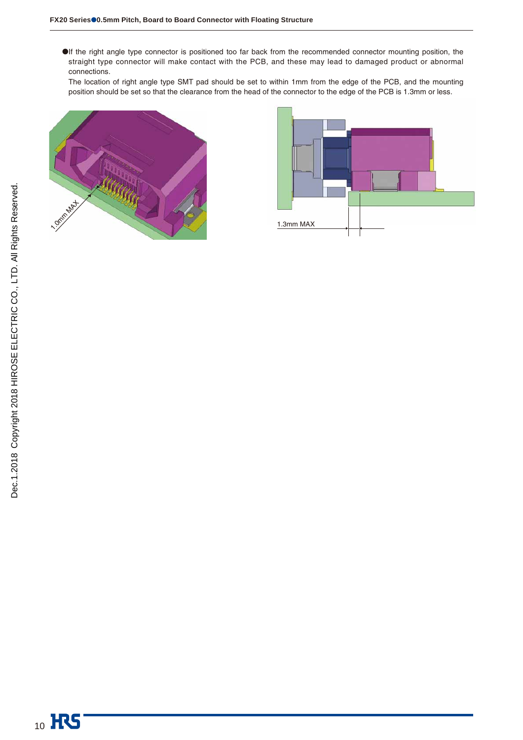●If the right angle type connector is positioned too far back from the recommended connector mounting position, the straight type connector will make contact with the PCB, and these may lead to damaged product or abnormal connections.

The location of right angle type SMT pad should be set to within 1mm from the edge of the PCB, and the mounting position should be set so that the clearance from the head of the connector to the edge of the PCB is 1.3mm or less.

1.0mm MAX

1.3mm MAX

Dec.1.2018 Copyright 2018 HIROSE ELECTRIC CO., LTD. All Rights Reserved.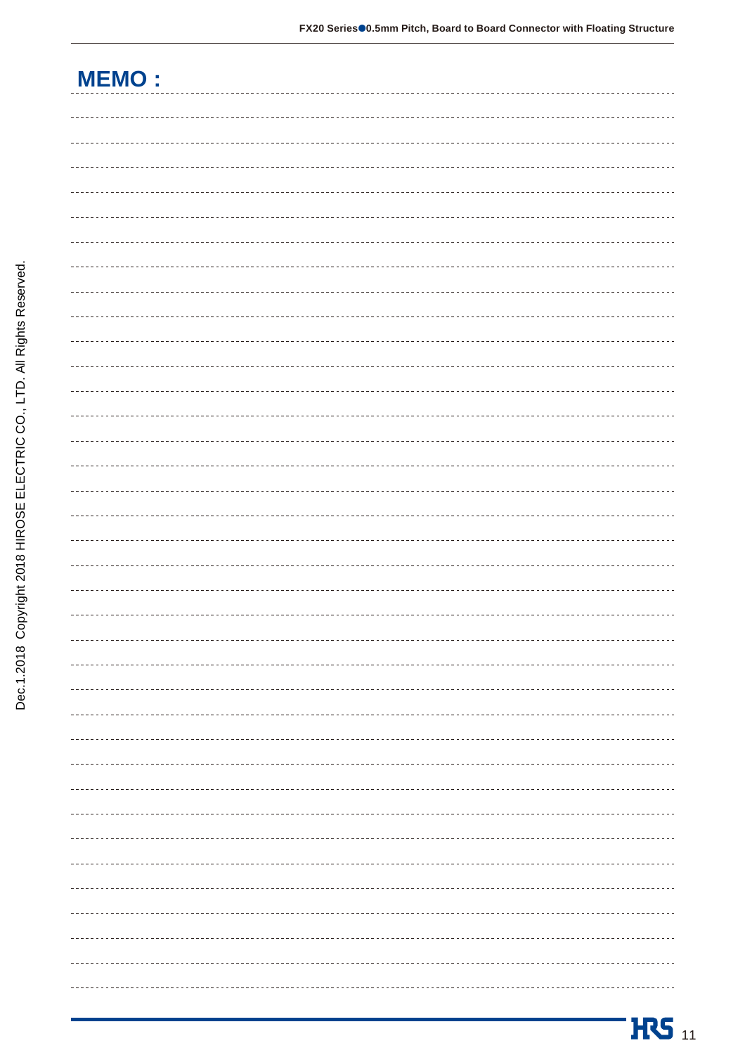# MEMO :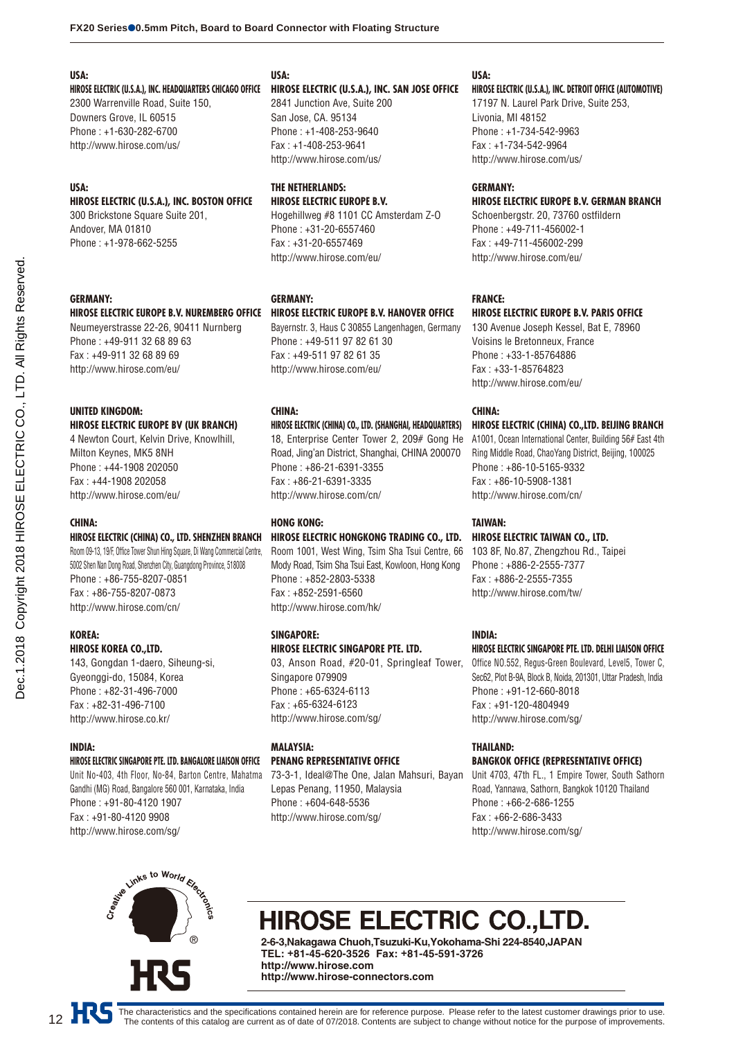**USA:**
**HIROSE ELECTRIC (U.S.A.), INC. HEADQUARTERS CHICAGO OFFICE**
2300 Warrenville Road, Suite 150,
Downers Grove, IL 60515
Phone : +1-630-282-6700
http://www.hirose.com/us/

**USA:**
**HIROSE ELECTRIC (U.S.A.), INC. SAN JOSE OFFICE**
2841 Junction Ave, Suite 200
San Jose, CA. 95134
Phone : +1-408-253-9640
Fax : +1-408-253-9641
http://www.hirose.com/us/

**USA:**
**HIROSE ELECTRIC (U.S.A.), INC. DETROIT OFFICE (AUTOMOTIVE)**
17197 N. Laurel Park Drive, Suite 253,
Livonia, MI 48152
Phone : +1-734-542-9963
Fax : +1-734-542-9964
http://www.hirose.com/us/

**USA:**
**HIROSE ELECTRIC (U.S.A.), INC. BOSTON OFFICE**
300 Brickstone Square Suite 201,
Andover, MA 01810
Phone : +1-978-662-5255

**THE NETHERLANDS:**
**HIROSE ELECTRIC EUROPE B.V.**
Hogehillweg #8 1101 CC Amsterdam Z-O
Phone : +31-20-6557460
Fax : +31-20-6557469
http://www.hirose.com/eu/

**GERMANY:**
**HIROSE ELECTRIC EUROPE B.V. GERMAN BRANCH**
Schoenbergstr. 20, 73760 ostfildern
Phone : +49-711-456002-1
Fax : +49-711-456002-299
http://www.hirose.com/eu/

**GERMANY:**
**HIROSE ELECTRIC EUROPE B.V. NUREMBERG OFFICE**
Neumeyerstrasse 22-26, 90411 Nurnberg
Phone : +49-911 32 68 89 63
Fax : +49-911 32 68 89 69
http://www.hirose.com/eu/

**GERMANY:**
**HIROSE ELECTRIC EUROPE B.V. HANOVER OFFICE**
Bayernstr. 3, Haus C 30855 Langenhagen, Germany
Phone : +49-511 97 82 61 30
Fax : +49-511 97 82 61 35
http://www.hirose.com/eu/

**FRANCE:**
**HIROSE ELECTRIC EUROPE B.V. PARIS OFFICE**
130 Avenue Joseph Kessel, Bat E, 78960
Voisins le Bretonneux, France
Phone : +33-1-85764886
Fax : +33-1-85764823
http://www.hirose.com/eu/

**UNITED KINGDOM:**
**HIROSE ELECTRIC EUROPE BV (UK BRANCH)**
4 Newton Court, Kelvin Drive, Knowlhill,
Milton Keynes, MK5 8NH
Phone : +44-1908 202050
Fax : +44-1908 202058
http://www.hirose.com/eu/

**CHINA:**
**HIROSE ELECTRIC (CHINA) CO., LTD. (SHANGHAI, HEADQUARTERS)**
18, Enterprise Center Tower 2, 209# Gong He Road, Jing'an District, Shanghai, CHINA 200070
Phone : +86-21-6391-3355
Fax : +86-21-6391-3335
http://www.hirose.com/cn/

**CHINA:**
**HIROSE ELECTRIC (CHINA) CO.,LTD. BEIJING BRANCH**
A1001, Ocean International Center, Building 56# East 4th Ring Middle Road, ChaoYang District, Beijing, 100025
Phone : +86-10-5165-9332
Fax : +86-10-5908-1381
http://www.hirose.com/cn/

**CHINA:**
**HIROSE ELECTRIC (CHINA) CO., LTD. SHENZHEN BRANCH**
Room 09-13, 19/F, Office Tower Shun Hing Square, Di Wang Commercial Centre, 5002 Shen Nan Dong Road, Shenzhen City, Guangdong Province, 518008
Phone : +86-755-8207-0851
Fax : +86-755-8207-0873
http://www.hirose.com/cn/

**HONG KONG:**
**HIROSE ELECTRIC HONGKONG TRADING CO., LTD.**
Room 1001, West Wing, Tsim Sha Tsui Centre, 66 Mody Road, Tsim Sha Tsui East, Kowloon, Hong Kong
Phone : +852-2803-5338
Fax : +852-2591-6560
http://www.hirose.com/hk/

**TAIWAN:**
**HIROSE ELECTRIC TAIWAN CO., LTD.**
103 8F, No.87, Zhengzhou Rd., Taipei
Phone : +886-2-2555-7377
Fax : +886-2-2555-7355
http://www.hirose.com/tw/

**KOREA:**
**HIROSE KOREA CO.,LTD.**
143, Gongdan 1-daero, Siheung-si,
Gyeonggi-do, 15084, Korea
Phone : +82-31-496-7000
Fax : +82-31-496-7100
http://www.hirose.co.kr/

**SINGAPORE:**
**HIROSE ELECTRIC SINGAPORE PTE. LTD.**
03, Anson Road, #20-01, Springleaf Tower,
Singapore 079909
Phone : +65-6324-6113
Fax : +65-6324-6123
http://www.hirose.com/sg/

**INDIA:**
**HIROSE ELECTRIC SINGAPORE PTE. LTD. DELHI LIAISON OFFICE**
Office NO.552, Regus-Green Boulevard, Level5, Tower C, Sec62, Plot B-9A, Block B, Noida, 201301, Uttar Pradesh, India
Phone : +91-12-660-8018
Fax : +91-120-4804949
http://www.hirose.com/sg/

**INDIA:**
**HIROSE ELECTRIC SINGAPORE PTE. LTD. BANGALORE LIAISON OFFICE**
Unit No-403, 4th Floor, No-84, Barton Centre, Mahatma Gandhi (MG) Road, Bangalore 560 001, Karnataka, India
Phone : +91-80-4120 1907
Fax : +91-80-4120 9908
http://www.hirose.com/sg/

**MALAYSIA:**
**PENANG REPRESENTATIVE OFFICE**
73-3-1, Ideal@The One, Jalan Mahsuri, Bayan Lepas Penang, 11950, Malaysia
Phone : +604-648-5536
http://www.hirose.com/sg/

**THAILAND:**
**BANGKOK OFFICE (REPRESENTATIVE OFFICE)**
Unit 4703, 47th FL., 1 Empire Tower, South Sathorn Road, Yannawa, Sathorn, Bangkok 10120 Thailand
Phone : +66-2-686-1255
Fax : +66-2-686-3433
http://www.hirose.com/sg/

# HIROSE ELECTRIC CO.,LTD.

**2-6-3,Nakagawa Chuoh,Tsuzuki-Ku,Yokohama-Shi 224-8540,JAPAN**
**TEL: +81-45-620-3526 Fax: +81-45-591-3726**
**http://www.hirose.com**
**http://www.hirose-connectors.com**

The characteristics and the specifications contained herein are for reference purpose. Please refer to the latest customer drawings prior to use.
The contents of this catalog are current as of date of 07/2018. Contents are subject to change without notice for the purpose of improvements.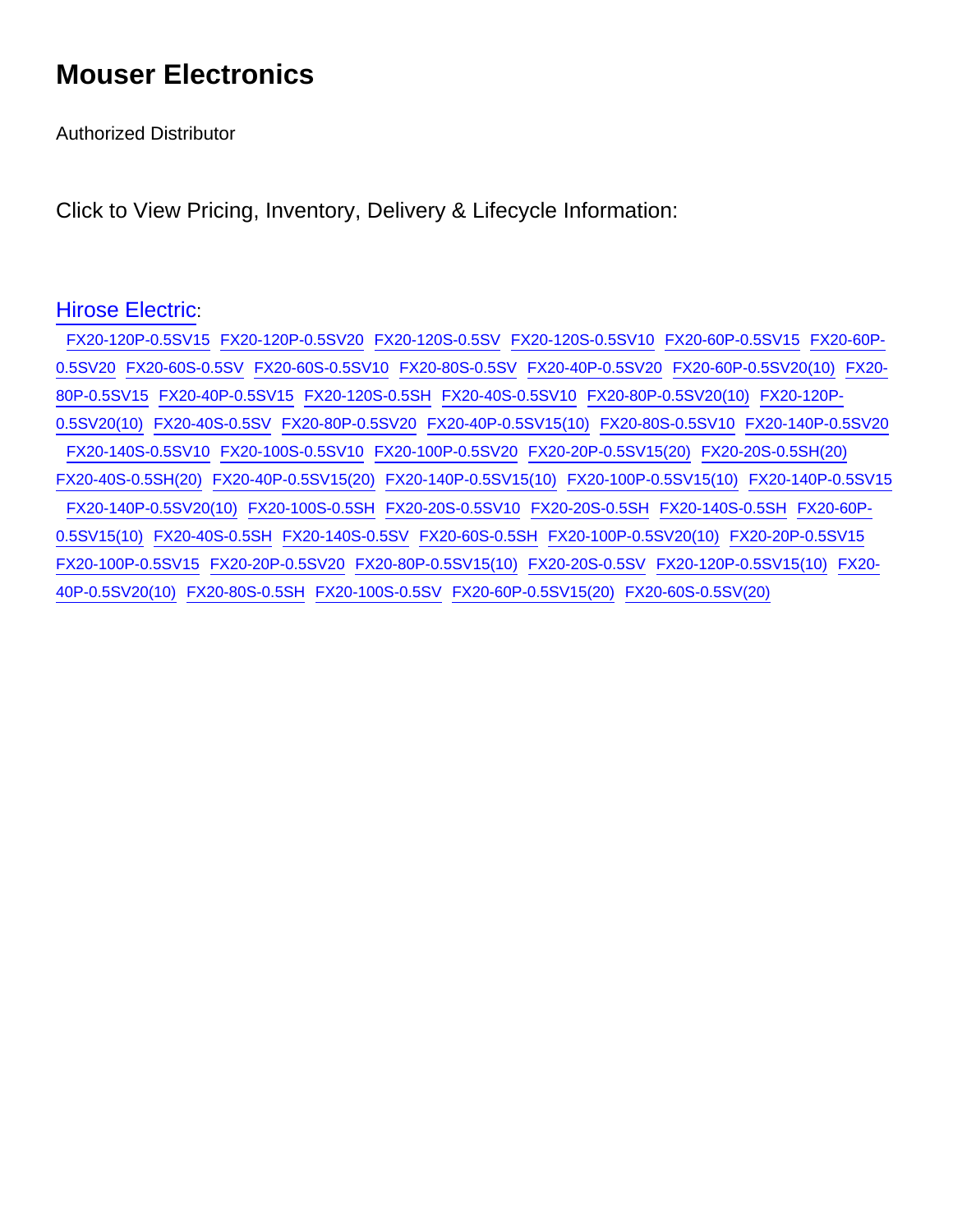# Mouser Electronics

Authorized Distributor

Click to View Pricing, Inventory, Delivery & Lifecycle Information:

Hirose Electric:

FX20-120P-0.5SV15 FX20-120P-0.5SV20 FX20-120S-0.5SV FX20-120S-0.5SV10 FX20-60P-0.5SV15 FX20-60P-0.5SV20 FX20-60S-0.5SV FX20-60S-0.5SV10 FX20-80S-0.5SV FX20-40P-0.5SV20 FX20-60P-0.5SV20(10) FX20-80P-0.5SV15 FX20-40P-0.5SV15 FX20-120S-0.5SH FX20-40S-0.5SV10 FX20-80P-0.5SV20(10) FX20-120P-0.5SV20(10) FX20-40S-0.5SV FX20-80P-0.5SV20 FX20-40P-0.5SV15(10) FX20-80S-0.5SV10 FX20-140P-0.5SV20 FX20-140S-0.5SV10 FX20-100S-0.5SV10 FX20-100P-0.5SV20 FX20-20P-0.5SV15(20) FX20-20S-0.5SH(20) FX20-40S-0.5SH(20) FX20-40P-0.5SV15(20) FX20-140P-0.5SV15(10) FX20-100P-0.5SV15(10) FX20-140P-0.5SV15 FX20-140P-0.5SV20(10) FX20-100S-0.5SH FX20-20S-0.5SV10 FX20-20S-0.5SH FX20-140S-0.5SH FX20-60P-0.5SV15(10) FX20-40S-0.5SH FX20-140S-0.5SV FX20-60S-0.5SH FX20-100P-0.5SV20(10) FX20-20P-0.5SV15 FX20-100P-0.5SV15 FX20-20P-0.5SV20 FX20-80P-0.5SV15(10) FX20-20S-0.5SV FX20-120P-0.5SV15(10) FX20-40P-0.5SV20(10) FX20-80S-0.5SH FX20-100S-0.5SV FX20-60P-0.5SV15(20) FX20-60S-0.5SV(20)